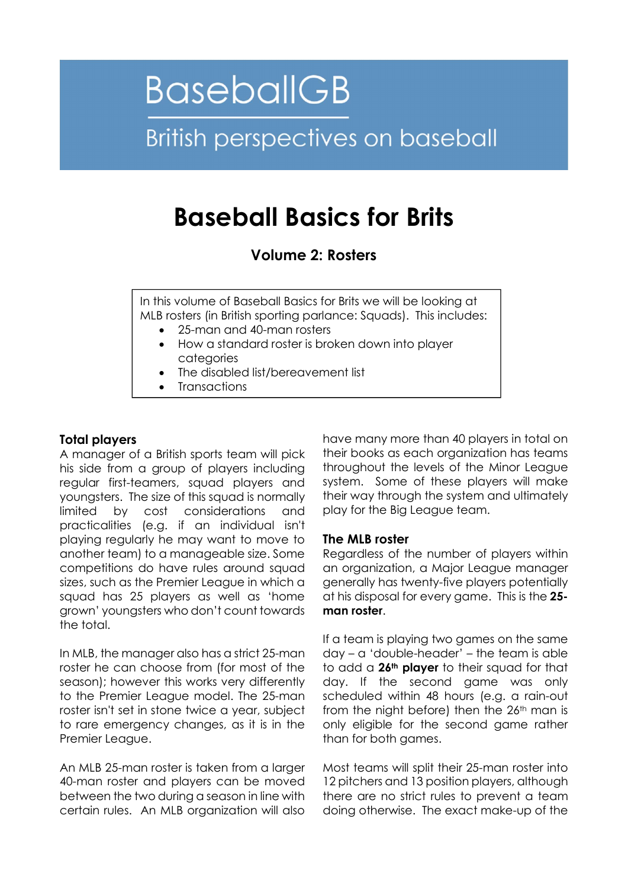BaseballGB

British perspectives on baseball

# Baseball Basics for Brits

### Volume 2: Rosters

In this volume of Baseball Basics for Brits we will be looking at MLB rosters (in British sporting parlance: Squads). This includes:

- 25-man and 40-man rosters
- How a standard roster is broken down into player categories
- The disabled list/bereavement list
- Transactions

**Total players**

A manager of a British sports team will pick his side from a group of players including regular first-teamers, squad players and youngsters. The size of this squad is normally limited by cost considerations and practicalities (e.g. if an individual isn't playing regularly he may want to move to another team) to a manageable size. Some competitions do have rules around squad sizes, such as the Premier League in which a squad has 25 players as well as 'home grown' youngsters who don't count towards the total.

In MLB, the manager also has a strict 25-man roster he can choose from (for most of the season); however this works very differently to the Premier League model. The 25-man roster isn't set in stone twice a year, subject to rare emergency changes, as it is in the Premier League.

An MLB 25-man roster is taken from a larger 40-man roster and players can be moved between the two during a season in line with certain rules. An MLB organization will also have many more than 40 players in total on their books as each organization has teams throughout the levels of the Minor League system. Some of these players will make their way through the system and ultimately play for the Big League team.

**The MLB roster**

Regardless of the number of players within an organization, a Major League manager generally has twenty-five players potentially at his disposal for every game. This is the **25-man roster**.

If a team is playing two games on the same day – a 'double-header' – the team is able to add a **26th player** to their squad for that day. If the second game was only scheduled within 48 hours (e.g. a rain-out from the night before) then the 26th man is only eligible for the second game rather than for both games.

Most teams will split their 25-man roster into 12 pitchers and 13 position players, although there are no strict rules to prevent a team doing otherwise. The exact make-up of the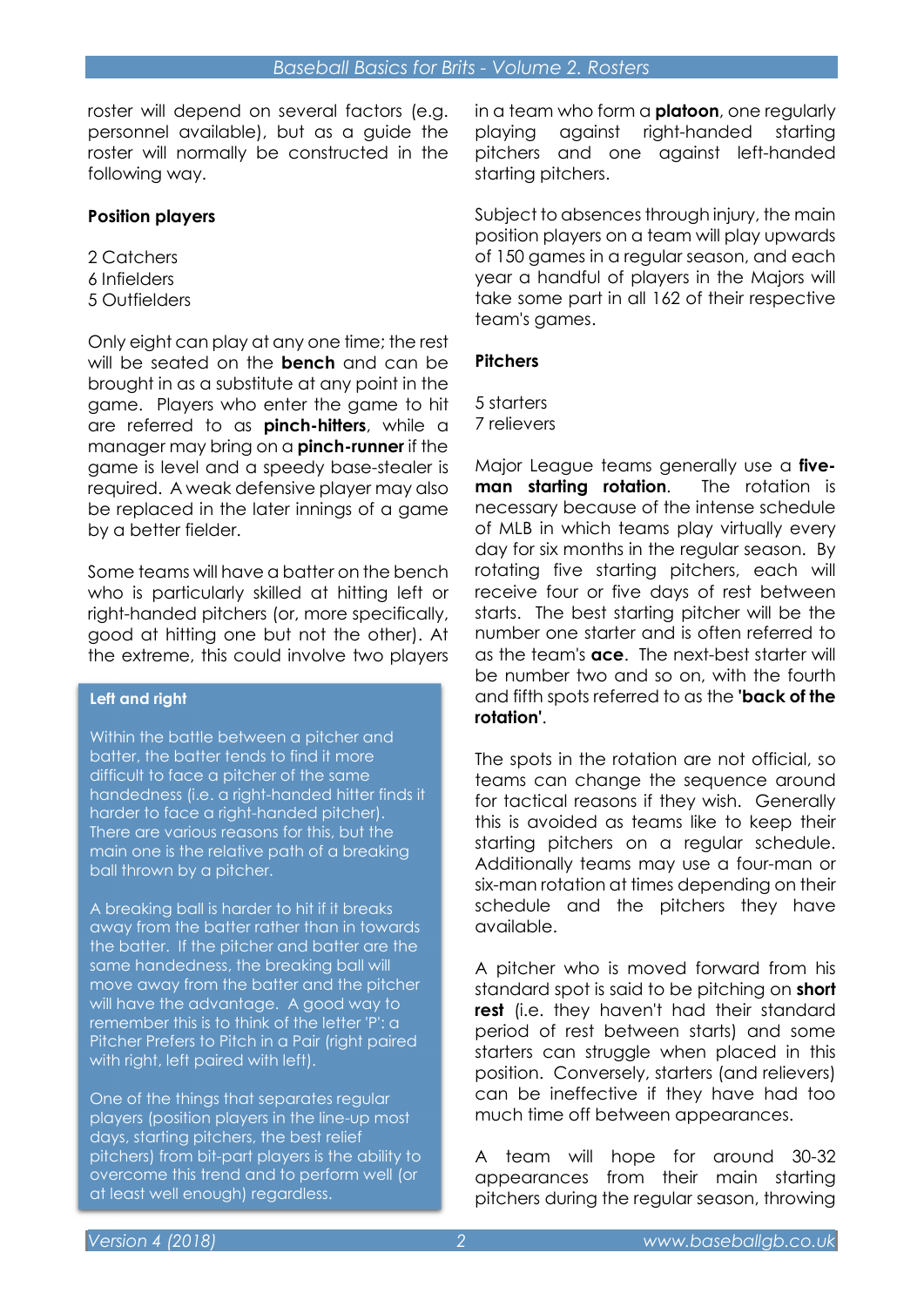roster will depend on several factors (e.g. personnel available), but as a guide the roster will normally be constructed in the following way.

**Position players**

2 Catchers
6 Infielders
5 Outfielders

Only eight can play at any one time; the rest will be seated on the **bench** and can be brought in as a substitute at any point in the game. Players who enter the game to hit are referred to as **pinch-hitters**, while a manager may bring on a **pinch-runner** if the game is level and a speedy base-stealer is required. A weak defensive player may also be replaced in the later innings of a game by a better fielder.

Some teams will have a batter on the bench who is particularly skilled at hitting left or right-handed pitchers (or, more specifically, good at hitting one but not the other). At the extreme, this could involve two players in a team who form a **platoon**, one regularly playing against right-handed starting pitchers and one against left-handed starting pitchers.

> **Left and right**
>
> Within the battle between a pitcher and batter, the batter tends to find it more difficult to face a pitcher of the same handedness (i.e. a right-handed hitter finds it harder to face a right-handed pitcher). There are various reasons for this, but the main one is the relative path of a breaking ball thrown by a pitcher.
>
> A breaking ball is harder to hit if it breaks away from the batter rather than in towards the batter. If the pitcher and batter are the same handedness, the breaking ball will move away from the batter and the pitcher will have the advantage. A good way to remember this is to think of the letter 'P': a Pitcher Prefers to Pitch in a Pair (right paired with right, left paired with left).
>
> One of the things that separates regular players (position players in the line-up most days, starting pitchers, the best relief pitchers) from bit-part players is the ability to overcome this trend and to perform well (or at least well enough) regardless.

Subject to absences through injury, the main position players on a team will play upwards of 150 games in a regular season, and each year a handful of players in the Majors will take some part in all 162 of their respective team's games.

**Pitchers**

5 starters
7 relievers

Major League teams generally use a **five-man starting rotation**. The rotation is necessary because of the intense schedule of MLB in which teams play virtually every day for six months in the regular season. By rotating five starting pitchers, each will receive four or five days of rest between starts. The best starting pitcher will be the number one starter and is often referred to as the team's **ace**. The next-best starter will be number two and so on, with the fourth and fifth spots referred to as the **'back of the rotation'**.

The spots in the rotation are not official, so teams can change the sequence around for tactical reasons if they wish. Generally this is avoided as teams like to keep their starting pitchers on a regular schedule. Additionally teams may use a four-man or six-man rotation at times depending on their schedule and the pitchers they have available.

A pitcher who is moved forward from his standard spot is said to be pitching on **short rest** (i.e. they haven't had their standard period of rest between starts) and some starters can struggle when placed in this position. Conversely, starters (and relievers) can be ineffective if they have had too much time off between appearances.

A team will hope for around 30-32 appearances from their main starting pitchers during the regular season, throwing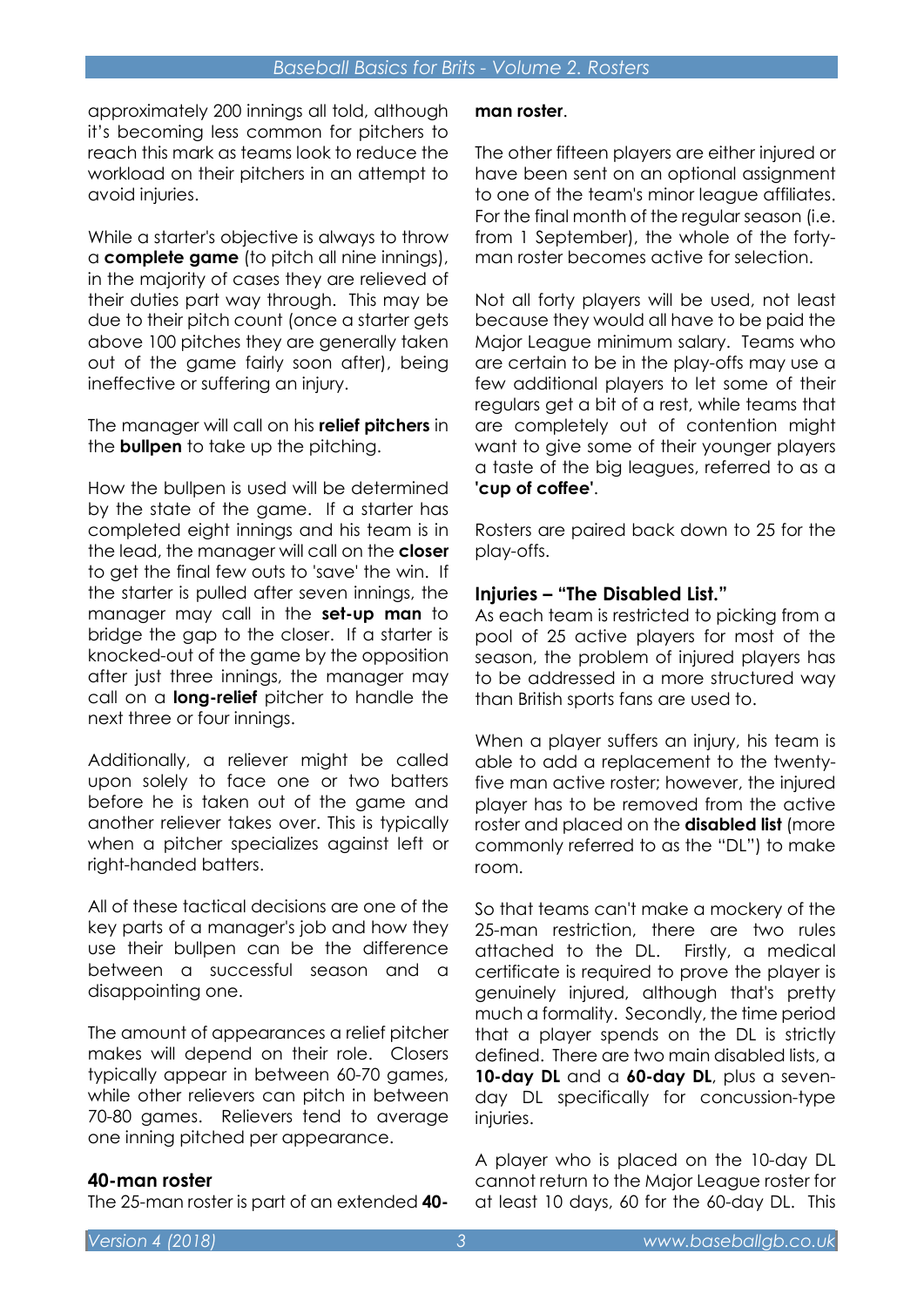approximately 200 innings all told, although it's becoming less common for pitchers to reach this mark as teams look to reduce the workload on their pitchers in an attempt to avoid injuries.

While a starter's objective is always to throw a **complete game** (to pitch all nine innings), in the majority of cases they are relieved of their duties part way through. This may be due to their pitch count (once a starter gets above 100 pitches they are generally taken out of the game fairly soon after), being ineffective or suffering an injury.

The manager will call on his **relief pitchers** in the **bullpen** to take up the pitching.

How the bullpen is used will be determined by the state of the game. If a starter has completed eight innings and his team is in the lead, the manager will call on the **closer** to get the final few outs to 'save' the win. If the starter is pulled after seven innings, the manager may call in the **set-up man** to bridge the gap to the closer. If a starter is knocked-out of the game by the opposition after just three innings, the manager may call on a **long-relief** pitcher to handle the next three or four innings.

Additionally, a reliever might be called upon solely to face one or two batters before he is taken out of the game and another reliever takes over. This is typically when a pitcher specializes against left or right-handed batters.

All of these tactical decisions are one of the key parts of a manager's job and how they use their bullpen can be the difference between a successful season and a disappointing one.

The amount of appearances a relief pitcher makes will depend on their role. Closers typically appear in between 60-70 games, while other relievers can pitch in between 70-80 games. Relievers tend to average one inning pitched per appearance.

### 40-man roster

The 25-man roster is part of an extended **40-man roster**.

The other fifteen players are either injured or have been sent on an optional assignment to one of the team's minor league affiliates. For the final month of the regular season (i.e. from 1 September), the whole of the forty-man roster becomes active for selection.

Not all forty players will be used, not least because they would all have to be paid the Major League minimum salary. Teams who are certain to be in the play-offs may use a few additional players to let some of their regulars get a bit of a rest, while teams that are completely out of contention might want to give some of their younger players a taste of the big leagues, referred to as a **'cup of coffee'**.

Rosters are paired back down to 25 for the play-offs.

### Injuries – "The Disabled List."

As each team is restricted to picking from a pool of 25 active players for most of the season, the problem of injured players has to be addressed in a more structured way than British sports fans are used to.

When a player suffers an injury, his team is able to add a replacement to the twenty-five man active roster; however, the injured player has to be removed from the active roster and placed on the **disabled list** (more commonly referred to as the "DL") to make room.

So that teams can't make a mockery of the 25-man restriction, there are two rules attached to the DL. Firstly, a medical certificate is required to prove the player is genuinely injured, although that's pretty much a formality. Secondly, the time period that a player spends on the DL is strictly defined. There are two main disabled lists, a **10-day DL** and a **60-day DL**, plus a seven-day DL specifically for concussion-type injuries.

A player who is placed on the 10-day DL cannot return to the Major League roster for at least 10 days, 60 for the 60-day DL. This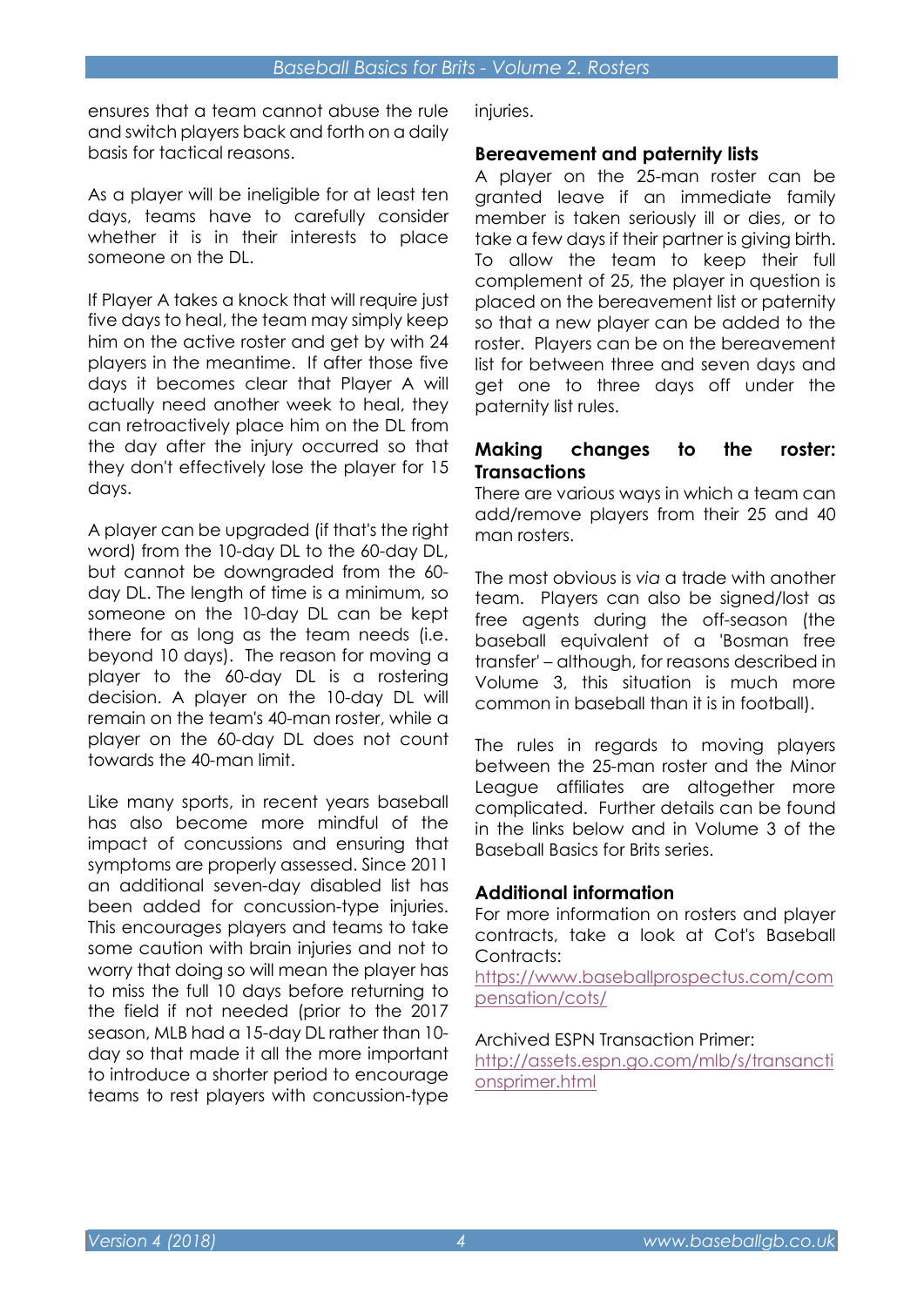ensures that a team cannot abuse the rule and switch players back and forth on a daily basis for tactical reasons.

As a player will be ineligible for at least ten days, teams have to carefully consider whether it is in their interests to place someone on the DL.

If Player A takes a knock that will require just five days to heal, the team may simply keep him on the active roster and get by with 24 players in the meantime. If after those five days it becomes clear that Player A will actually need another week to heal, they can retroactively place him on the DL from the day after the injury occurred so that they don't effectively lose the player for 15 days.

A player can be upgraded (if that's the right word) from the 10-day DL to the 60-day DL, but cannot be downgraded from the 60-day DL. The length of time is a minimum, so someone on the 10-day DL can be kept there for as long as the team needs (i.e. beyond 10 days). The reason for moving a player to the 60-day DL is a rostering decision. A player on the 10-day DL will remain on the team's 40-man roster, while a player on the 60-day DL does not count towards the 40-man limit.

Like many sports, in recent years baseball has also become more mindful of the impact of concussions and ensuring that symptoms are properly assessed. Since 2011 an additional seven-day disabled list has been added for concussion-type injuries. This encourages players and teams to take some caution with brain injuries and not to worry that doing so will mean the player has to miss the full 10 days before returning to the field if not needed (prior to the 2017 season, MLB had a 15-day DL rather than 10-day so that made it all the more important to introduce a shorter period to encourage teams to rest players with concussion-type injuries.

### Bereavement and paternity lists

A player on the 25-man roster can be granted leave if an immediate family member is taken seriously ill or dies, or to take a few days if their partner is giving birth. To allow the team to keep their full complement of 25, the player in question is placed on the bereavement list or paternity so that a new player can be added to the roster. Players can be on the bereavement list for between three and seven days and get one to three days off under the paternity list rules.

### Making changes to the roster: Transactions

There are various ways in which a team can add/remove players from their 25 and 40 man rosters.

The most obvious is *via* a trade with another team. Players can also be signed/lost as free agents during the off-season (the baseball equivalent of a 'Bosman free transfer' – although, for reasons described in Volume 3, this situation is much more common in baseball than it is in football).

The rules in regards to moving players between the 25-man roster and the Minor League affiliates are altogether more complicated. Further details can be found in the links below and in Volume 3 of the Baseball Basics for Brits series.

### Additional information

For more information on rosters and player contracts, take a look at Cot's Baseball Contracts:
https://www.baseballprospectus.com/compensation/cots/

Archived ESPN Transaction Primer:
http://assets.espn.go.com/mlb/s/transactionsprimer.html